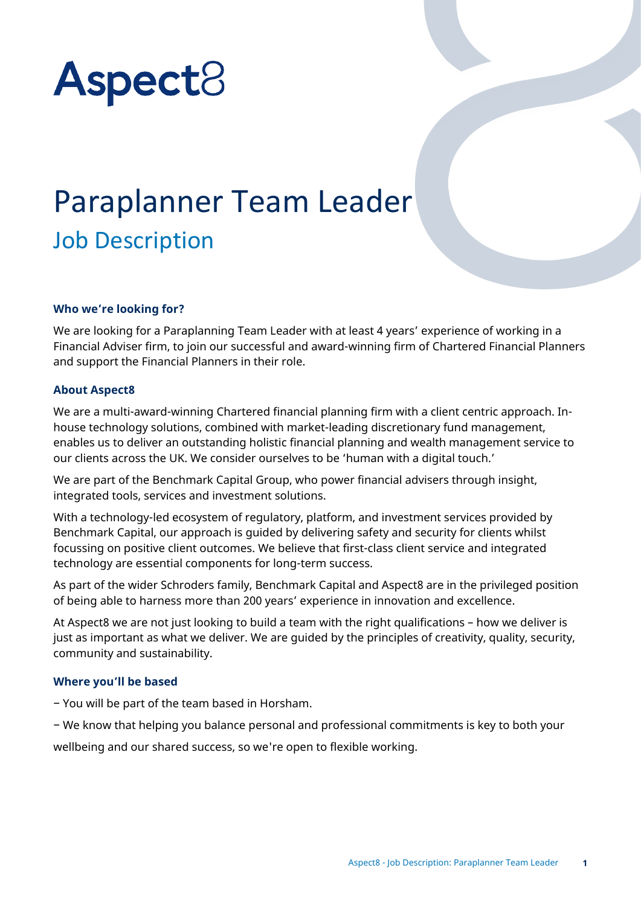Aspect8

# Paraplanner Team Leader

## Job Description

### Who we're looking for?

We are looking for a Paraplanning Team Leader with at least 4 years' experience of working in a Financial Adviser firm, to join our successful and award-winning firm of Chartered Financial Planners and support the Financial Planners in their role.

### About Aspect8

We are a multi-award-winning Chartered financial planning firm with a client centric approach. In-house technology solutions, combined with market-leading discretionary fund management, enables us to deliver an outstanding holistic financial planning and wealth management service to our clients across the UK. We consider ourselves to be 'human with a digital touch.'

We are part of the Benchmark Capital Group, who power financial advisers through insight, integrated tools, services and investment solutions.

With a technology-led ecosystem of regulatory, platform, and investment services provided by Benchmark Capital, our approach is guided by delivering safety and security for clients whilst focussing on positive client outcomes. We believe that first-class client service and integrated technology are essential components for long-term success.

As part of the wider Schroders family, Benchmark Capital and Aspect8 are in the privileged position of being able to harness more than 200 years' experience in innovation and excellence.

At Aspect8 we are not just looking to build a team with the right qualifications – how we deliver is just as important as what we deliver. We are guided by the principles of creativity, quality, security, community and sustainability.

### Where you'll be based

- You will be part of the team based in Horsham.
- We know that helping you balance personal and professional commitments is key to both your wellbeing and our shared success, so we're open to flexible working.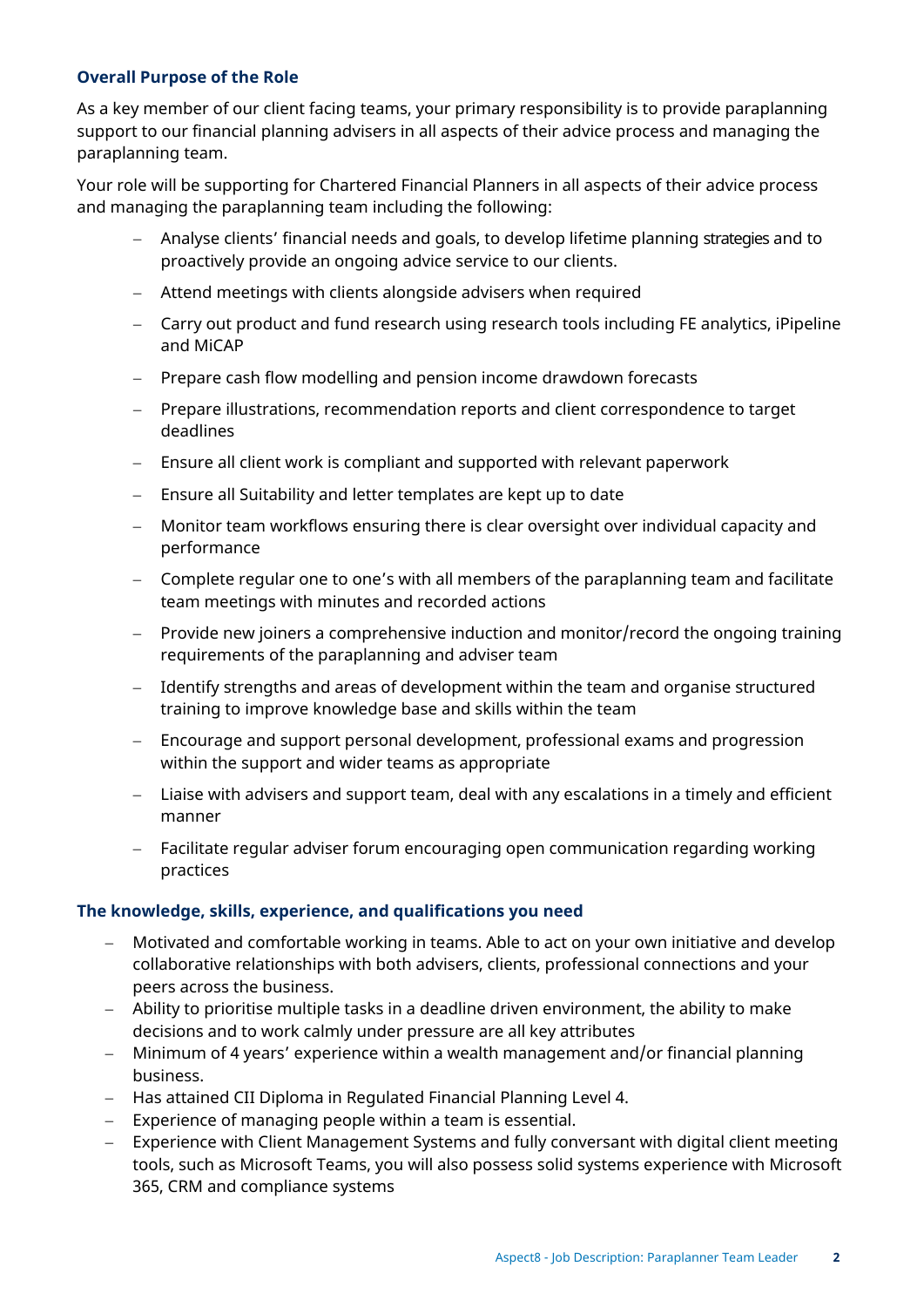### Overall Purpose of the Role

As a key member of our client facing teams, your primary responsibility is to provide paraplanning support to our financial planning advisers in all aspects of their advice process and managing the paraplanning team.

Your role will be supporting for Chartered Financial Planners in all aspects of their advice process and managing the paraplanning team including the following:

- Analyse clients' financial needs and goals, to develop lifetime planning strategies and to proactively provide an ongoing advice service to our clients.
- Attend meetings with clients alongside advisers when required
- Carry out product and fund research using research tools including FE analytics, iPipeline and MiCAP
- Prepare cash flow modelling and pension income drawdown forecasts
- Prepare illustrations, recommendation reports and client correspondence to target deadlines
- Ensure all client work is compliant and supported with relevant paperwork
- Ensure all Suitability and letter templates are kept up to date
- Monitor team workflows ensuring there is clear oversight over individual capacity and performance
- Complete regular one to one's with all members of the paraplanning team and facilitate team meetings with minutes and recorded actions
- Provide new joiners a comprehensive induction and monitor/record the ongoing training requirements of the paraplanning and adviser team
- Identify strengths and areas of development within the team and organise structured training to improve knowledge base and skills within the team
- Encourage and support personal development, professional exams and progression within the support and wider teams as appropriate
- Liaise with advisers and support team, deal with any escalations in a timely and efficient manner
- Facilitate regular adviser forum encouraging open communication regarding working practices

### The knowledge, skills, experience, and qualifications you need

- Motivated and comfortable working in teams. Able to act on your own initiative and develop collaborative relationships with both advisers, clients, professional connections and your peers across the business.
- Ability to prioritise multiple tasks in a deadline driven environment, the ability to make decisions and to work calmly under pressure are all key attributes
- Minimum of 4 years' experience within a wealth management and/or financial planning business.
- Has attained CII Diploma in Regulated Financial Planning Level 4.
- Experience of managing people within a team is essential.
- Experience with Client Management Systems and fully conversant with digital client meeting tools, such as Microsoft Teams, you will also possess solid systems experience with Microsoft 365, CRM and compliance systems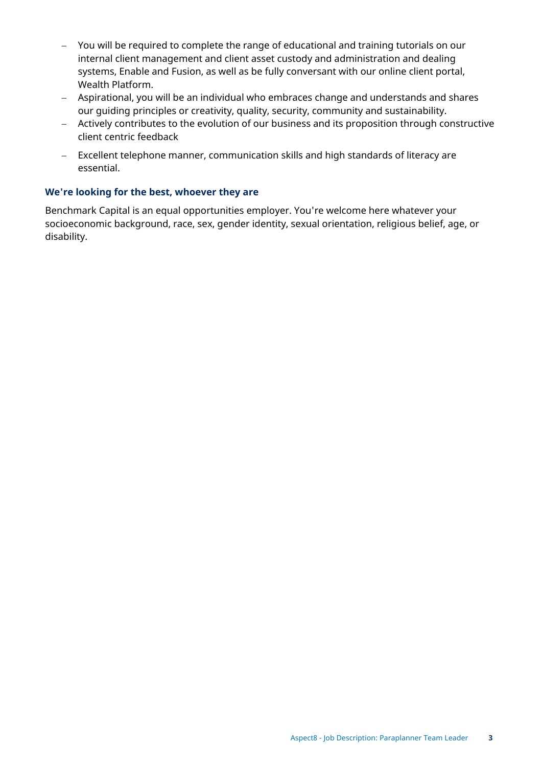- You will be required to complete the range of educational and training tutorials on our internal client management and client asset custody and administration and dealing systems, Enable and Fusion, as well as be fully conversant with our online client portal, Wealth Platform.
- Aspirational, you will be an individual who embraces change and understands and shares our guiding principles or creativity, quality, security, community and sustainability.
- Actively contributes to the evolution of our business and its proposition through constructive client centric feedback
- Excellent telephone manner, communication skills and high standards of literacy are essential.

### We're looking for the best, whoever they are

Benchmark Capital is an equal opportunities employer. You're welcome here whatever your socioeconomic background, race, sex, gender identity, sexual orientation, religious belief, age, or disability.